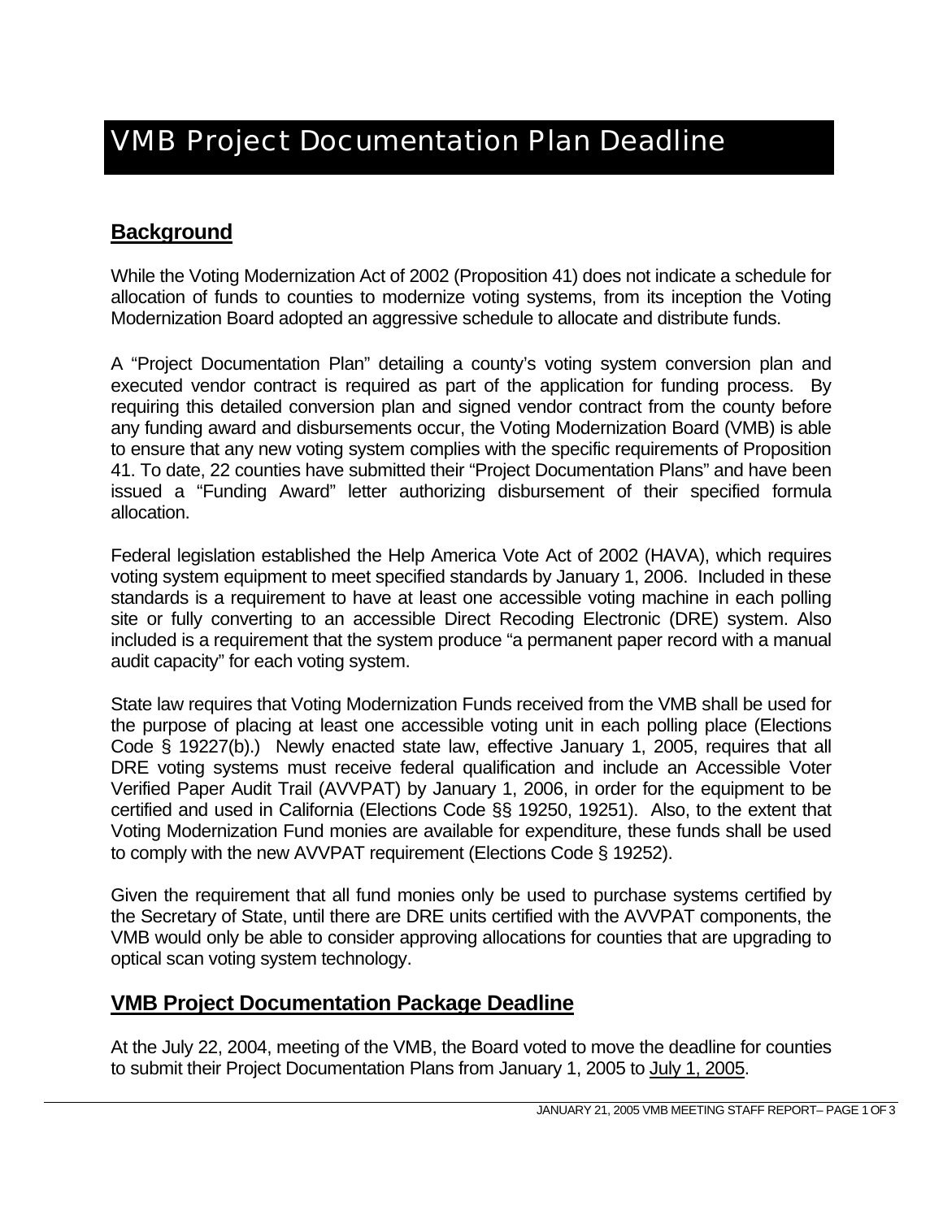# VMB Project Documentation Plan Deadline

## **Background**

While the Voting Modernization Act of 2002 (Proposition 41) does not indicate a schedule for allocation of funds to counties to modernize voting systems, from its inception the Voting Modernization Board adopted an aggressive schedule to allocate and distribute funds.

A "Project Documentation Plan" detailing a county's voting system conversion plan and executed vendor contract is required as part of the application for funding process. By requiring this detailed conversion plan and signed vendor contract from the county before any funding award and disbursements occur, the Voting Modernization Board (VMB) is able to ensure that any new voting system complies with the specific requirements of Proposition 41. To date, 22 counties have submitted their "Project Documentation Plans" and have been issued a "Funding Award" letter authorizing disbursement of their specified formula allocation.

Federal legislation established the Help America Vote Act of 2002 (HAVA), which requires voting system equipment to meet specified standards by January 1, 2006. Included in these standards is a requirement to have at least one accessible voting machine in each polling site or fully converting to an accessible Direct Recoding Electronic (DRE) system. Also included is a requirement that the system produce "a permanent paper record with a manual audit capacity" for each voting system.

State law requires that Voting Modernization Funds received from the VMB shall be used for the purpose of placing at least one accessible voting unit in each polling place (Elections Code § 19227(b).) Newly enacted state law, effective January 1, 2005, requires that all DRE voting systems must receive federal qualification and include an Accessible Voter Verified Paper Audit Trail (AVVPAT) by January 1, 2006, in order for the equipment to be certified and used in California (Elections Code §§ 19250, 19251). Also, to the extent that Voting Modernization Fund monies are available for expenditure, these funds shall be used to comply with the new AVVPAT requirement (Elections Code § 19252).

Given the requirement that all fund monies only be used to purchase systems certified by the Secretary of State, until there are DRE units certified with the AVVPAT components, the VMB would only be able to consider approving allocations for counties that are upgrading to optical scan voting system technology.

## **VMB Project Documentation Package Deadline**

At the July 22, 2004, meeting of the VMB, the Board voted to move the deadline for counties to submit their Project Documentation Plans from January 1, 2005 to July 1, 2005.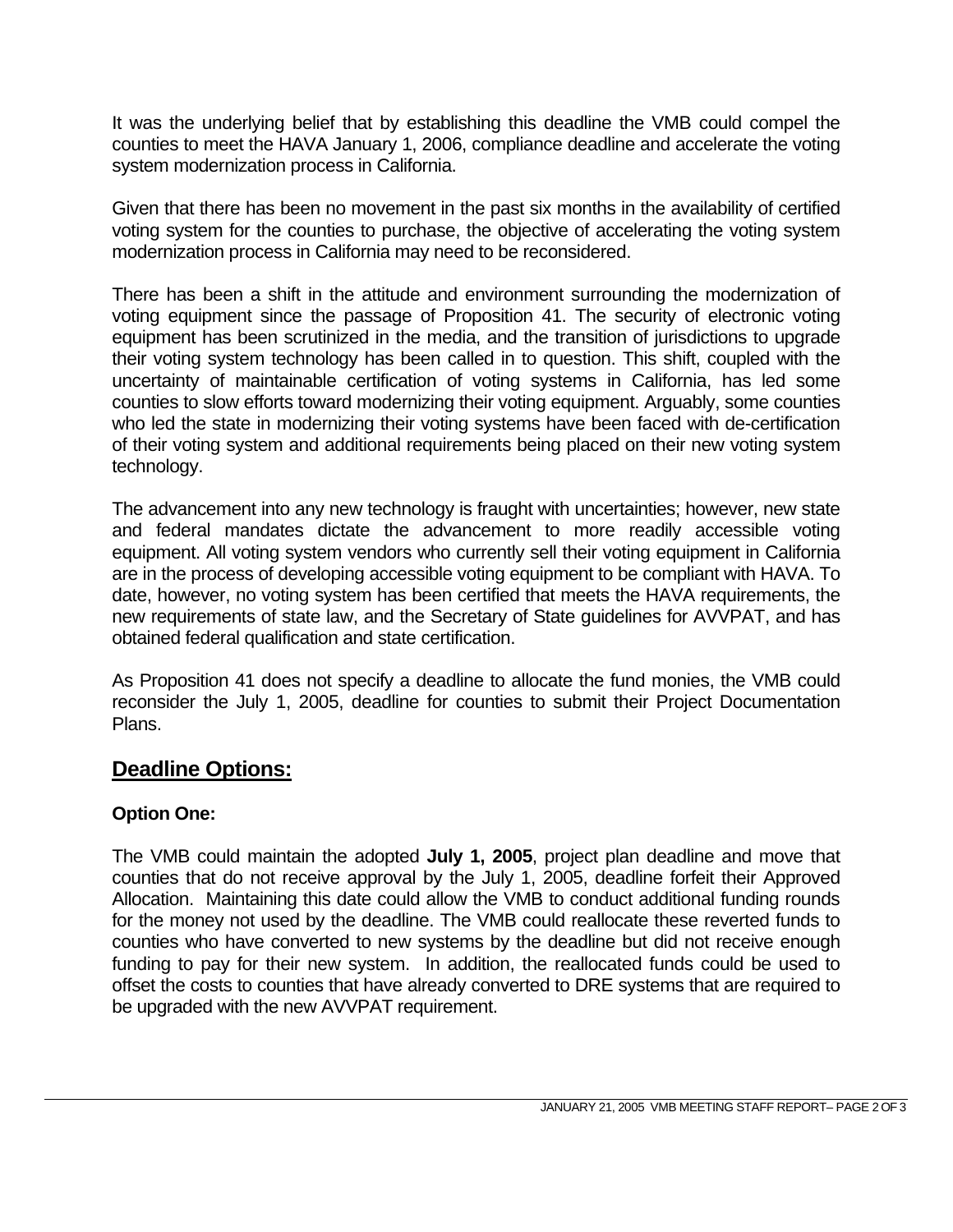It was the underlying belief that by establishing this deadline the VMB could compel the counties to meet the HAVA January 1, 2006, compliance deadline and accelerate the voting system modernization process in California.

Given that there has been no movement in the past six months in the availability of certified voting system for the counties to purchase, the objective of accelerating the voting system modernization process in California may need to be reconsidered.

There has been a shift in the attitude and environment surrounding the modernization of voting equipment since the passage of Proposition 41. The security of electronic voting equipment has been scrutinized in the media, and the transition of jurisdictions to upgrade their voting system technology has been called in to question. This shift, coupled with the uncertainty of maintainable certification of voting systems in California, has led some counties to slow efforts toward modernizing their voting equipment. Arguably, some counties who led the state in modernizing their voting systems have been faced with de-certification of their voting system and additional requirements being placed on their new voting system technology.

The advancement into any new technology is fraught with uncertainties; however, new state and federal mandates dictate the advancement to more readily accessible voting equipment. All voting system vendors who currently sell their voting equipment in California are in the process of developing accessible voting equipment to be compliant with HAVA. To date, however, no voting system has been certified that meets the HAVA requirements, the new requirements of state law, and the Secretary of State guidelines for AVVPAT, and has obtained federal qualification and state certification.

As Proposition 41 does not specify a deadline to allocate the fund monies, the VMB could reconsider the July 1, 2005, deadline for counties to submit their Project Documentation Plans.

## Deadline Options:

### Option One:

The VMB could maintain the adopted **July 1, 2005**, project plan deadline and move that counties that do not receive approval by the July 1, 2005, deadline forfeit their Approved Allocation. Maintaining this date could allow the VMB to conduct additional funding rounds for the money not used by the deadline. The VMB could reallocate these reverted funds to counties who have converted to new systems by the deadline but did not receive enough funding to pay for their new system. In addition, the reallocated funds could be used to offset the costs to counties that have already converted to DRE systems that are required to be upgraded with the new AVVPAT requirement.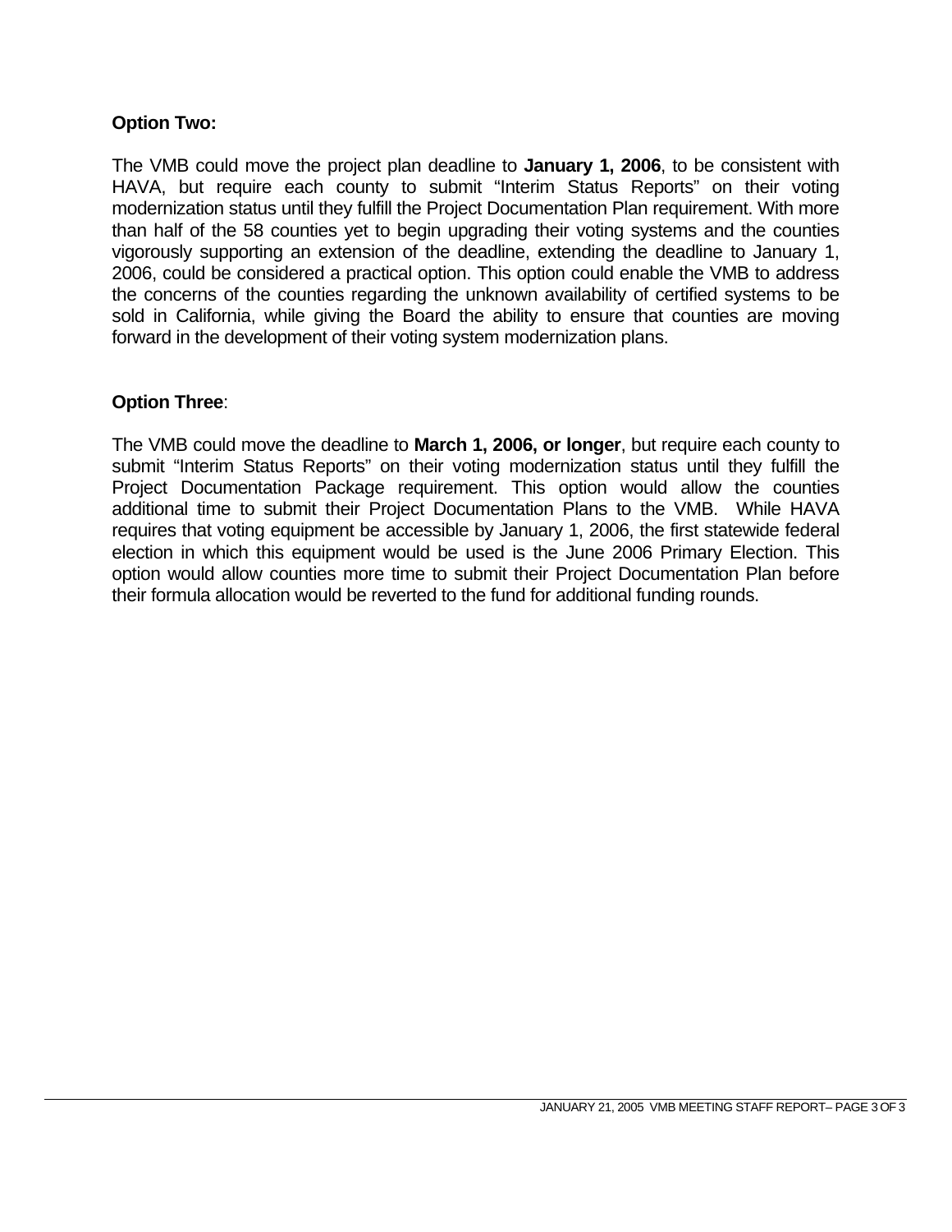**Option Two:**

The VMB could move the project plan deadline to **January 1, 2006**, to be consistent with HAVA, but require each county to submit "Interim Status Reports" on their voting modernization status until they fulfill the Project Documentation Plan requirement. With more than half of the 58 counties yet to begin upgrading their voting systems and the counties vigorously supporting an extension of the deadline, extending the deadline to January 1, 2006, could be considered a practical option. This option could enable the VMB to address the concerns of the counties regarding the unknown availability of certified systems to be sold in California, while giving the Board the ability to ensure that counties are moving forward in the development of their voting system modernization plans.

**Option Three**:

The VMB could move the deadline to **March 1, 2006, or longer**, but require each county to submit "Interim Status Reports" on their voting modernization status until they fulfill the Project Documentation Package requirement. This option would allow the counties additional time to submit their Project Documentation Plans to the VMB. While HAVA requires that voting equipment be accessible by January 1, 2006, the first statewide federal election in which this equipment would be used is the June 2006 Primary Election. This option would allow counties more time to submit their Project Documentation Plan before their formula allocation would be reverted to the fund for additional funding rounds.